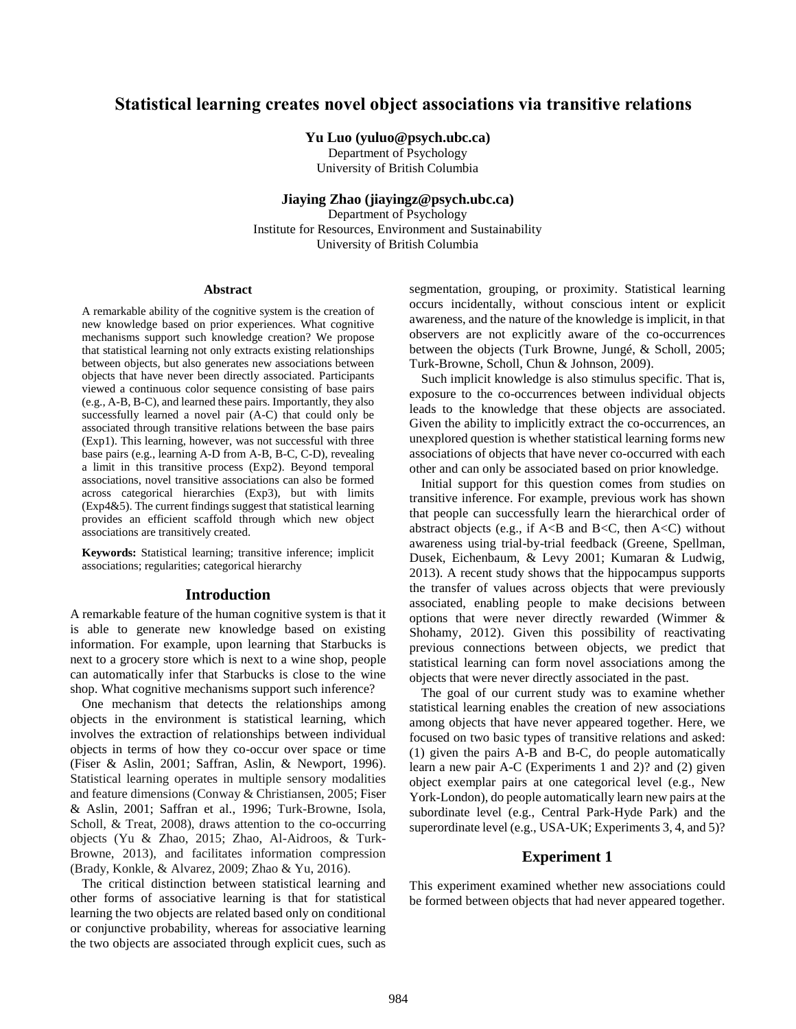# Statistical learning creates novel object associations via transitive relations

**Yu Luo (yuluo@psych.ubc.ca)**
Department of Psychology
University of British Columbia

**Jiaying Zhao (jiayingz@psych.ubc.ca)**
Department of Psychology
Institute for Resources, Environment and Sustainability
University of British Columbia

## Abstract

A remarkable ability of the cognitive system is the creation of new knowledge based on prior experiences. What cognitive mechanisms support such knowledge creation? We propose that statistical learning not only extracts existing relationships between objects, but also generates new associations between objects that have never been directly associated. Participants viewed a continuous color sequence consisting of base pairs (e.g., A-B, B-C), and learned these pairs. Importantly, they also successfully learned a novel pair (A-C) that could only be associated through transitive relations between the base pairs (Exp1). This learning, however, was not successful with three base pairs (e.g., learning A-D from A-B, B-C, C-D), revealing a limit in this transitive process (Exp2). Beyond temporal associations, novel transitive associations can also be formed across categorical hierarchies (Exp3), but with limits (Exp4&5). The current findings suggest that statistical learning provides an efficient scaffold through which new object associations are transitively created.

**Keywords:** Statistical learning; transitive inference; implicit associations; regularities; categorical hierarchy

## Introduction

A remarkable feature of the human cognitive system is that it is able to generate new knowledge based on existing information. For example, upon learning that Starbucks is next to a grocery store which is next to a wine shop, people can automatically infer that Starbucks is close to the wine shop. What cognitive mechanisms support such inference?

One mechanism that detects the relationships among objects in the environment is statistical learning, which involves the extraction of relationships between individual objects in terms of how they co-occur over space or time (Fiser & Aslin, 2001; Saffran, Aslin, & Newport, 1996). Statistical learning operates in multiple sensory modalities and feature dimensions (Conway & Christiansen, 2005; Fiser & Aslin, 2001; Saffran et al., 1996; Turk-Browne, Isola, Scholl, & Treat, 2008), draws attention to the co-occurring objects (Yu & Zhao, 2015; Zhao, Al-Aidroos, & Turk-Browne, 2013), and facilitates information compression (Brady, Konkle, & Alvarez, 2009; Zhao & Yu, 2016).

The critical distinction between statistical learning and other forms of associative learning is that for statistical learning the two objects are related based only on conditional or conjunctive probability, whereas for associative learning the two objects are associated through explicit cues, such as segmentation, grouping, or proximity. Statistical learning occurs incidentally, without conscious intent or explicit awareness, and the nature of the knowledge is implicit, in that observers are not explicitly aware of the co-occurrences between the objects (Turk Browne, Jungé, & Scholl, 2005; Turk-Browne, Scholl, Chun & Johnson, 2009).

Such implicit knowledge is also stimulus specific. That is, exposure to the co-occurrences between individual objects leads to the knowledge that these objects are associated. Given the ability to implicitly extract the co-occurrences, an unexplored question is whether statistical learning forms new associations of objects that have never co-occurred with each other and can only be associated based on prior knowledge.

Initial support for this question comes from studies on transitive inference. For example, previous work has shown that people can successfully learn the hierarchical order of abstract objects (e.g., if A<B and B<C, then A<C) without awareness using trial-by-trial feedback (Greene, Spellman, Dusek, Eichenbaum, & Levy 2001; Kumaran & Ludwig, 2013). A recent study shows that the hippocampus supports the transfer of values across objects that were previously associated, enabling people to make decisions between options that were never directly rewarded (Wimmer & Shohamy, 2012). Given this possibility of reactivating previous connections between objects, we predict that statistical learning can form novel associations among the objects that were never directly associated in the past.

The goal of our current study was to examine whether statistical learning enables the creation of new associations among objects that have never appeared together. Here, we focused on two basic types of transitive relations and asked: (1) given the pairs A-B and B-C, do people automatically learn a new pair A-C (Experiments 1 and 2)? and (2) given object exemplar pairs at one categorical level (e.g., New York-London), do people automatically learn new pairs at the subordinate level (e.g., Central Park-Hyde Park) and the superordinate level (e.g., USA-UK; Experiments 3, 4, and 5)?

## Experiment 1

This experiment examined whether new associations could be formed between objects that had never appeared together.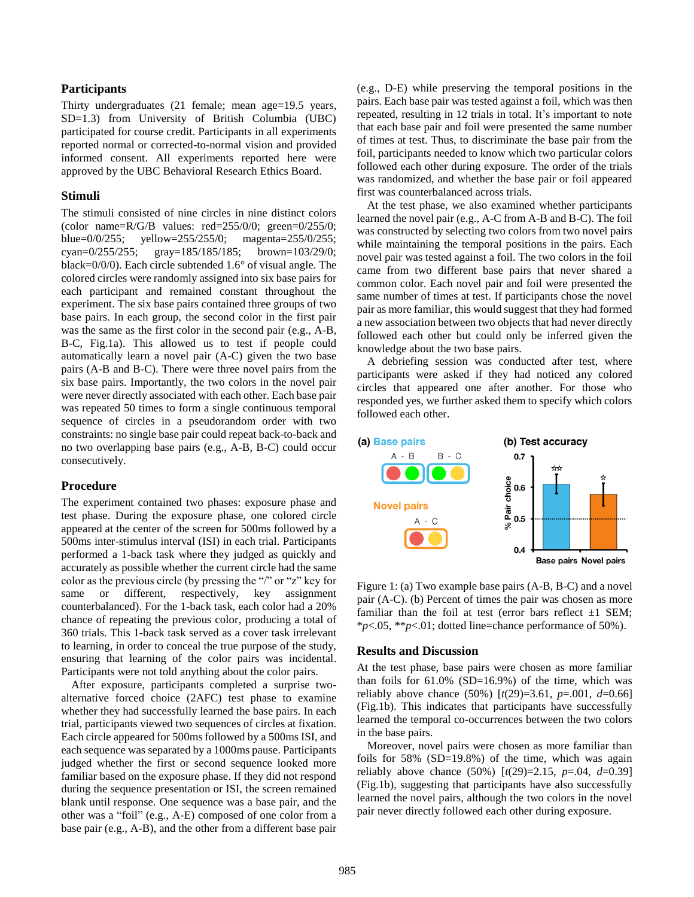## Participants

Thirty undergraduates (21 female; mean age=19.5 years, SD=1.3) from University of British Columbia (UBC) participated for course credit. Participants in all experiments reported normal or corrected-to-normal vision and provided informed consent. All experiments reported here were approved by the UBC Behavioral Research Ethics Board.

## Stimuli

The stimuli consisted of nine circles in nine distinct colors (color name=R/G/B values: red=255/0/0; green=0/255/0; blue=0/0/255; yellow=255/255/0; magenta=255/0/255; cyan=0/255/255; gray=185/185/185; brown=103/29/0; black=0/0/0). Each circle subtended 1.6° of visual angle. The colored circles were randomly assigned into six base pairs for each participant and remained constant throughout the experiment. The six base pairs contained three groups of two base pairs. In each group, the second color in the first pair was the same as the first color in the second pair (e.g., A-B, B-C, Fig.1a). This allowed us to test if people could automatically learn a novel pair (A-C) given the two base pairs (A-B and B-C). There were three novel pairs from the six base pairs. Importantly, the two colors in the novel pair were never directly associated with each other. Each base pair was repeated 50 times to form a single continuous temporal sequence of circles in a pseudorandom order with two constraints: no single base pair could repeat back-to-back and no two overlapping base pairs (e.g., A-B, B-C) could occur consecutively.

## Procedure

The experiment contained two phases: exposure phase and test phase. During the exposure phase, one colored circle appeared at the center of the screen for 500ms followed by a 500ms inter-stimulus interval (ISI) in each trial. Participants performed a 1-back task where they judged as quickly and accurately as possible whether the current circle had the same color as the previous circle (by pressing the "/" or "z" key for same or different, respectively, key assignment counterbalanced). For the 1-back task, each color had a 20% chance of repeating the previous color, producing a total of 360 trials. This 1-back task served as a cover task irrelevant to learning, in order to conceal the true purpose of the study, ensuring that learning of the color pairs was incidental. Participants were not told anything about the color pairs.

After exposure, participants completed a surprise two-alternative forced choice (2AFC) test phase to examine whether they had successfully learned the base pairs. In each trial, participants viewed two sequences of circles at fixation. Each circle appeared for 500ms followed by a 500ms ISI, and each sequence was separated by a 1000ms pause. Participants judged whether the first or second sequence looked more familiar based on the exposure phase. If they did not respond during the sequence presentation or ISI, the screen remained blank until response. One sequence was a base pair, and the other was a "foil" (e.g., A-E) composed of one color from a base pair (e.g., A-B), and the other from a different base pair (e.g., D-E) while preserving the temporal positions in the pairs. Each base pair was tested against a foil, which was then repeated, resulting in 12 trials in total. It's important to note that each base pair and foil were presented the same number of times at test. Thus, to discriminate the base pair from the foil, participants needed to know which two particular colors followed each other during exposure. The order of the trials was randomized, and whether the base pair or foil appeared first was counterbalanced across trials.

At the test phase, we also examined whether participants learned the novel pair (e.g., A-C from A-B and B-C). The foil was constructed by selecting two colors from two novel pairs while maintaining the temporal positions in the pairs. Each novel pair was tested against a foil. The two colors in the foil came from two different base pairs that never shared a common color. Each novel pair and foil were presented the same number of times at test. If participants chose the novel pair as more familiar, this would suggest that they had formed a new association between two objects that had never directly followed each other but could only be inferred given the knowledge about the two base pairs.

A debriefing session was conducted after test, where participants were asked if they had noticed any colored circles that appeared one after another. For those who responded yes, we further asked them to specify which colors followed each other.

Figure 1: (a) Two example base pairs (A-B, B-C) and a novel pair (A-C). (b) Percent of times the pair was chosen as more familiar than the foil at test (error bars reflect ±1 SEM; *$p$<.05, **$p$<.01; dotted line=chance performance of 50%).

## Results and Discussion

At the test phase, base pairs were chosen as more familiar than foils for 61.0% (SD=16.9%) of the time, which was reliably above chance (50%) [$t(29)=3.61$, $p=.001$, $d=0.66$] (Fig.1b). This indicates that participants have successfully learned the temporal co-occurrences between the two colors in the base pairs.

Moreover, novel pairs were chosen as more familiar than foils for 58% (SD=19.8%) of the time, which was again reliably above chance (50%) [$t(29)=2.15$, $p=.04$, $d=0.39$] (Fig.1b), suggesting that participants have also successfully learned the novel pairs, although the two colors in the novel pair never directly followed each other during exposure.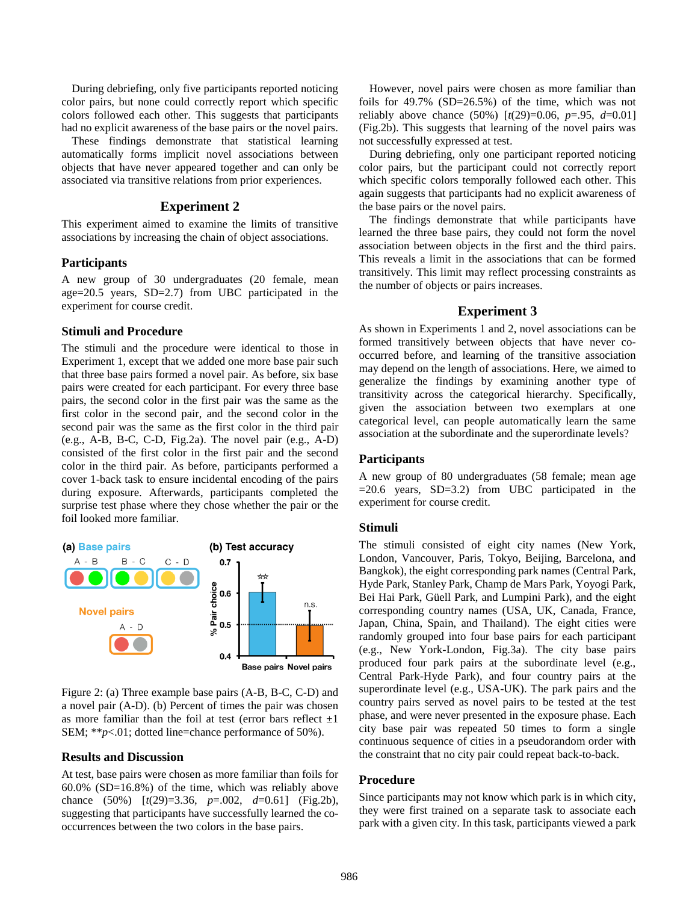During debriefing, only five participants reported noticing color pairs, but none could correctly report which specific colors followed each other. This suggests that participants had no explicit awareness of the base pairs or the novel pairs.

These findings demonstrate that statistical learning automatically forms implicit novel associations between objects that have never appeared together and can only be associated via transitive relations from prior experiences.

## Experiment 2

This experiment aimed to examine the limits of transitive associations by increasing the chain of object associations.

### Participants

A new group of 30 undergraduates (20 female, mean age=20.5 years, SD=2.7) from UBC participated in the experiment for course credit.

### Stimuli and Procedure

The stimuli and the procedure were identical to those in Experiment 1, except that we added one more base pair such that three base pairs formed a novel pair. As before, six base pairs were created for each participant. For every three base pairs, the second color in the first pair was the same as the first color in the second pair, and the second color in the second pair was the same as the first color in the third pair (e.g., A-B, B-C, C-D, Fig.2a). The novel pair (e.g., A-D) consisted of the first color in the first pair and the second color in the third pair. As before, participants performed a cover 1-back task to ensure incidental encoding of the pairs during exposure. Afterwards, participants completed the surprise test phase where they chose whether the pair or the foil looked more familiar.

Figure 2: (a) Three example base pairs (A-B, B-C, C-D) and a novel pair (A-D). (b) Percent of times the pair was chosen as more familiar than the foil at test (error bars reflect ±1 SEM; ***p*<.01; dotted line=chance performance of 50%).

### Results and Discussion

At test, base pairs were chosen as more familiar than foils for 60.0% (SD=16.8%) of the time, which was reliably above chance (50%) [$t(29)=3.36$, $p=.002$, $d=0.61$] (Fig.2b), suggesting that participants have successfully learned the co-occurrences between the two colors in the base pairs.

However, novel pairs were chosen as more familiar than foils for 49.7% (SD=26.5%) of the time, which was not reliably above chance (50%) [$t(29)=0.06$, $p=.95$, $d=0.01$] (Fig.2b). This suggests that learning of the novel pairs was not successfully expressed at test.

During debriefing, only one participant reported noticing color pairs, but the participant could not correctly report which specific colors temporally followed each other. This again suggests that participants had no explicit awareness of the base pairs or the novel pairs.

The findings demonstrate that while participants have learned the three base pairs, they could not form the novel association between objects in the first and the third pairs. This reveals a limit in the associations that can be formed transitively. This limit may reflect processing constraints as the number of objects or pairs increases.

## Experiment 3

As shown in Experiments 1 and 2, novel associations can be formed transitively between objects that have never co-occurred before, and learning of the transitive association may depend on the length of associations. Here, we aimed to generalize the findings by examining another type of transitivity across the categorical hierarchy. Specifically, given the association between two exemplars at one categorical level, can people automatically learn the same association at the subordinate and the superordinate levels?

### Participants

A new group of 80 undergraduates (58 female; mean age =20.6 years, SD=3.2) from UBC participated in the experiment for course credit.

### Stimuli

The stimuli consisted of eight city names (New York, London, Vancouver, Paris, Tokyo, Beijing, Barcelona, and Bangkok), the eight corresponding park names (Central Park, Hyde Park, Stanley Park, Champ de Mars Park, Yoyogi Park, Bei Hai Park, Güell Park, and Lumpini Park), and the eight corresponding country names (USA, UK, Canada, France, Japan, China, Spain, and Thailand). The eight cities were randomly grouped into four base pairs for each participant (e.g., New York-London, Fig.3a). The city base pairs produced four park pairs at the subordinate level (e.g., Central Park-Hyde Park), and four country pairs at the superordinate level (e.g., USA-UK). The park pairs and the country pairs served as novel pairs to be tested at the test phase, and were never presented in the exposure phase. Each city base pair was repeated 50 times to form a single continuous sequence of cities in a pseudorandom order with the constraint that no city pair could repeat back-to-back.

### Procedure

Since participants may not know which park is in which city, they were first trained on a separate task to associate each park with a given city. In this task, participants viewed a park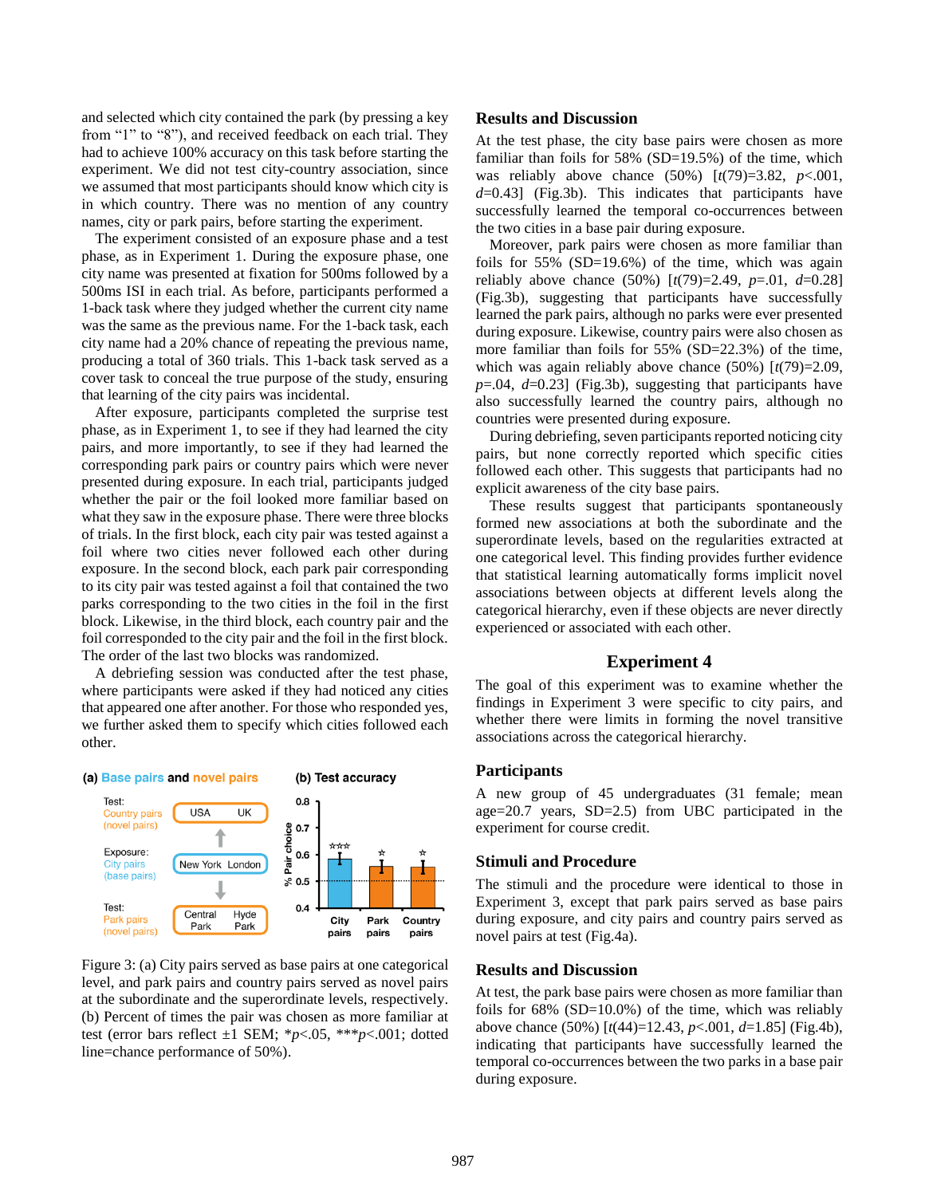and selected which city contained the park (by pressing a key from "1" to "8"), and received feedback on each trial. They had to achieve 100% accuracy on this task before starting the experiment. We did not test city-country association, since we assumed that most participants should know which city is in which country. There was no mention of any country names, city or park pairs, before starting the experiment.

The experiment consisted of an exposure phase and a test phase, as in Experiment 1. During the exposure phase, one city name was presented at fixation for 500ms followed by a 500ms ISI in each trial. As before, participants performed a 1-back task where they judged whether the current city name was the same as the previous name. For the 1-back task, each city name had a 20% chance of repeating the previous name, producing a total of 360 trials. This 1-back task served as a cover task to conceal the true purpose of the study, ensuring that learning of the city pairs was incidental.

After exposure, participants completed the surprise test phase, as in Experiment 1, to see if they had learned the city pairs, and more importantly, to see if they had learned the corresponding park pairs or country pairs which were never presented during exposure. In each trial, participants judged whether the pair or the foil looked more familiar based on what they saw in the exposure phase. There were three blocks of trials. In the first block, each city pair was tested against a foil where two cities never followed each other during exposure. In the second block, each park pair corresponding to its city pair was tested against a foil that contained the two parks corresponding to the two cities in the foil in the first block. Likewise, in the third block, each country pair and the foil corresponded to the city pair and the foil in the first block. The order of the last two blocks was randomized.

A debriefing session was conducted after the test phase, where participants were asked if they had noticed any cities that appeared one after another. For those who responded yes, we further asked them to specify which cities followed each other.

Figure 3: (a) City pairs served as base pairs at one categorical level, and park pairs and country pairs served as novel pairs at the subordinate and the superordinate levels, respectively. (b) Percent of times the pair was chosen as more familiar at test (error bars reflect ±1 SEM; \*$p$<.05, \*\*\*$p$<.001; dotted line=chance performance of 50%).

## Results and Discussion

At the test phase, the city base pairs were chosen as more familiar than foils for 58% (SD=19.5%) of the time, which was reliably above chance (50%) [$t(79)=3.82$, $p<.001$, $d=0.43$] (Fig.3b). This indicates that participants have successfully learned the temporal co-occurrences between the two cities in a base pair during exposure.

Moreover, park pairs were chosen as more familiar than foils for 55% (SD=19.6%) of the time, which was again reliably above chance (50%) [$t(79)=2.49$, $p=.01$, $d=0.28$] (Fig.3b), suggesting that participants have successfully learned the park pairs, although no parks were ever presented during exposure. Likewise, country pairs were also chosen as more familiar than foils for 55% (SD=22.3%) of the time, which was again reliably above chance (50%) [$t(79)=2.09$, $p=.04$, $d=0.23$] (Fig.3b), suggesting that participants have also successfully learned the country pairs, although no countries were presented during exposure.

During debriefing, seven participants reported noticing city pairs, but none correctly reported which specific cities followed each other. This suggests that participants had no explicit awareness of the city base pairs.

These results suggest that participants spontaneously formed new associations at both the subordinate and the superordinate levels, based on the regularities extracted at one categorical level. This finding provides further evidence that statistical learning automatically forms implicit novel associations between objects at different levels along the categorical hierarchy, even if these objects are never directly experienced or associated with each other.

# Experiment 4

The goal of this experiment was to examine whether the findings in Experiment 3 were specific to city pairs, and whether there were limits in forming the novel transitive associations across the categorical hierarchy.

## Participants

A new group of 45 undergraduates (31 female; mean age=20.7 years, SD=2.5) from UBC participated in the experiment for course credit.

## Stimuli and Procedure

The stimuli and the procedure were identical to those in Experiment 3, except that park pairs served as base pairs during exposure, and city pairs and country pairs served as novel pairs at test (Fig.4a).

## Results and Discussion

At test, the park base pairs were chosen as more familiar than foils for 68% (SD=10.0%) of the time, which was reliably above chance (50%) [$t(44)=12.43$, $p<.001$, $d=1.85$] (Fig.4b), indicating that participants have successfully learned the temporal co-occurrences between the two parks in a base pair during exposure.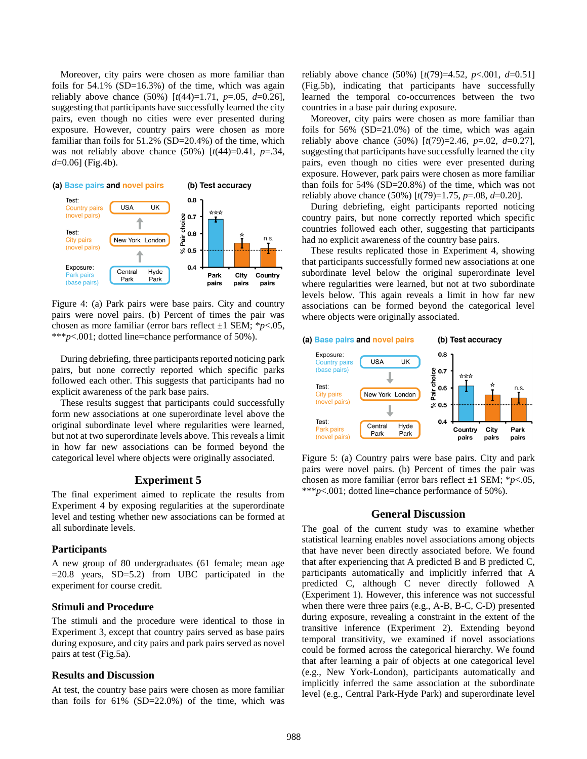Moreover, city pairs were chosen as more familiar than foils for 54.1% (SD=16.3%) of the time, which was again reliably above chance (50%) [$t(44)=1.71$, $p=.05$, $d=0.26$], suggesting that participants have successfully learned the city pairs, even though no cities were ever presented during exposure. However, country pairs were chosen as more familiar than foils for 51.2% (SD=20.4%) of the time, which was not reliably above chance (50%) [$t(44)=0.41$, $p=.34$, $d=0.06$] (Fig.4b).

Figure 4: (a) Park pairs were base pairs. City and country pairs were novel pairs. (b) Percent of times the pair was chosen as more familiar (error bars reflect ±1 SEM; *$p<.05$, ***$p<.001$; dotted line=chance performance of 50%).

During debriefing, three participants reported noticing park pairs, but none correctly reported which specific parks followed each other. This suggests that participants had no explicit awareness of the park base pairs.

These results suggest that participants could successfully form new associations at one superordinate level above the original subordinate level where regularities were learned, but not at two superordinate levels above. This reveals a limit in how far new associations can be formed beyond the categorical level where objects were originally associated.

## Experiment 5

The final experiment aimed to replicate the results from Experiment 4 by exposing regularities at the superordinate level and testing whether new associations can be formed at all subordinate levels.

### Participants

A new group of 80 undergraduates (61 female; mean age =20.8 years, SD=5.2) from UBC participated in the experiment for course credit.

### Stimuli and Procedure

The stimuli and the procedure were identical to those in Experiment 3, except that country pairs served as base pairs during exposure, and city pairs and park pairs served as novel pairs at test (Fig.5a).

### Results and Discussion

At test, the country base pairs were chosen as more familiar than foils for 61% (SD=22.0%) of the time, which was reliably above chance (50%) [$t(79)=4.52$, $p<.001$, $d=0.51$] (Fig.5b), indicating that participants have successfully learned the temporal co-occurrences between the two countries in a base pair during exposure.

Moreover, city pairs were chosen as more familiar than foils for 56% (SD=21.0%) of the time, which was again reliably above chance (50%) [$t(79)=2.46$, $p=.02$, $d=0.27$], suggesting that participants have successfully learned the city pairs, even though no cities were ever presented during exposure. However, park pairs were chosen as more familiar than foils for 54% (SD=20.8%) of the time, which was not reliably above chance (50%) [$t(79)=1.75$, $p=.08$, $d=0.20$].

During debriefing, eight participants reported noticing country pairs, but none correctly reported which specific countries followed each other, suggesting that participants had no explicit awareness of the country base pairs.

These results replicated those in Experiment 4, showing that participants successfully formed new associations at one subordinate level below the original superordinate level where regularities were learned, but not at two subordinate levels below. This again reveals a limit in how far new associations can be formed beyond the categorical level where objects were originally associated.

Figure 5: (a) Country pairs were base pairs. City and park pairs were novel pairs. (b) Percent of times the pair was chosen as more familiar (error bars reflect ±1 SEM; *$p<.05$, ***$p<.001$; dotted line=chance performance of 50%).

## General Discussion

The goal of the current study was to examine whether statistical learning enables novel associations among objects that have never been directly associated before. We found that after experiencing that A predicted B and B predicted C, participants automatically and implicitly inferred that A predicted C, although C never directly followed A (Experiment 1). However, this inference was not successful when there were three pairs (e.g., A-B, B-C, C-D) presented during exposure, revealing a constraint in the extent of the transitive inference (Experiment 2). Extending beyond temporal transitivity, we examined if novel associations could be formed across the categorical hierarchy. We found that after learning a pair of objects at one categorical level (e.g., New York-London), participants automatically and implicitly inferred the same association at the subordinate level (e.g., Central Park-Hyde Park) and superordinate level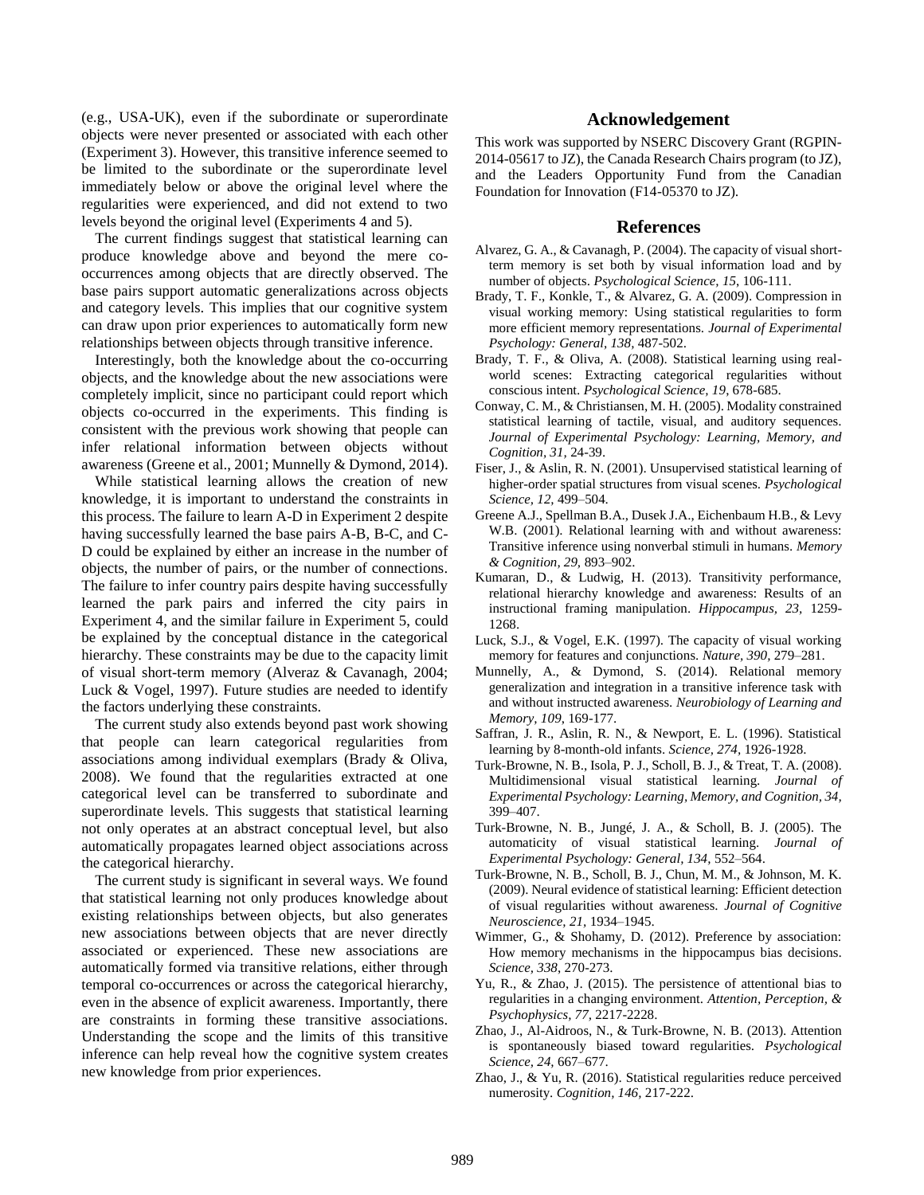(e.g., USA-UK), even if the subordinate or superordinate objects were never presented or associated with each other (Experiment 3). However, this transitive inference seemed to be limited to the subordinate or the superordinate level immediately below or above the original level where the regularities were experienced, and did not extend to two levels beyond the original level (Experiments 4 and 5).

The current findings suggest that statistical learning can produce knowledge above and beyond the mere co-occurrences among objects that are directly observed. The base pairs support automatic generalizations across objects and category levels. This implies that our cognitive system can draw upon prior experiences to automatically form new relationships between objects through transitive inference.

Interestingly, both the knowledge about the co-occurring objects, and the knowledge about the new associations were completely implicit, since no participant could report which objects co-occurred in the experiments. This finding is consistent with the previous work showing that people can infer relational information between objects without awareness (Greene et al., 2001; Munnelly & Dymond, 2014).

While statistical learning allows the creation of new knowledge, it is important to understand the constraints in this process. The failure to learn A-D in Experiment 2 despite having successfully learned the base pairs A-B, B-C, and C-D could be explained by either an increase in the number of objects, the number of pairs, or the number of connections. The failure to infer country pairs despite having successfully learned the park pairs and inferred the city pairs in Experiment 4, and the similar failure in Experiment 5, could be explained by the conceptual distance in the categorical hierarchy. These constraints may be due to the capacity limit of visual short-term memory (Alveraz & Cavanagh, 2004; Luck & Vogel, 1997). Future studies are needed to identify the factors underlying these constraints.

The current study also extends beyond past work showing that people can learn categorical regularities from associations among individual exemplars (Brady & Oliva, 2008). We found that the regularities extracted at one categorical level can be transferred to subordinate and superordinate levels. This suggests that statistical learning not only operates at an abstract conceptual level, but also automatically propagates learned object associations across the categorical hierarchy.

The current study is significant in several ways. We found that statistical learning not only produces knowledge about existing relationships between objects, but also generates new associations between objects that are never directly associated or experienced. These new associations are automatically formed via transitive relations, either through temporal co-occurrences or across the categorical hierarchy, even in the absence of explicit awareness. Importantly, there are constraints in forming these transitive associations. Understanding the scope and the limits of this transitive inference can help reveal how the cognitive system creates new knowledge from prior experiences.

## Acknowledgement

This work was supported by NSERC Discovery Grant (RGPIN-2014-05617 to JZ), the Canada Research Chairs program (to JZ), and the Leaders Opportunity Fund from the Canadian Foundation for Innovation (F14-05370 to JZ).

## References

Alvarez, G. A., & Cavanagh, P. (2004). The capacity of visual short-term memory is set both by visual information load and by number of objects. *Psychological Science, 15*, 106-111.

Brady, T. F., Konkle, T., & Alvarez, G. A. (2009). Compression in visual working memory: Using statistical regularities to form more efficient memory representations. *Journal of Experimental Psychology: General, 138,* 487-502.

Brady, T. F., & Oliva, A. (2008). Statistical learning using real-world scenes: Extracting categorical regularities without conscious intent. *Psychological Science, 19*, 678-685.

Conway, C. M., & Christiansen, M. H. (2005). Modality constrained statistical learning of tactile, visual, and auditory sequences. *Journal of Experimental Psychology: Learning, Memory, and Cognition, 31,* 24-39.

Fiser, J., & Aslin, R. N. (2001). Unsupervised statistical learning of higher-order spatial structures from visual scenes. *Psychological Science, 12,* 499–504.

Greene A.J., Spellman B.A., Dusek J.A., Eichenbaum H.B., & Levy W.B. (2001). Relational learning with and without awareness: Transitive inference using nonverbal stimuli in humans. *Memory & Cognition, 29*, 893–902.

Kumaran, D., & Ludwig, H. (2013). Transitivity performance, relational hierarchy knowledge and awareness: Results of an instructional framing manipulation. *Hippocampus, 23,* 1259-1268.

Luck, S.J., & Vogel, E.K. (1997). The capacity of visual working memory for features and conjunctions. *Nature, 390,* 279–281.

Munnelly, A., & Dymond, S. (2014). Relational memory generalization and integration in a transitive inference task with and without instructed awareness. *Neurobiology of Learning and Memory, 109*, 169-177.

Saffran, J. R., Aslin, R. N., & Newport, E. L. (1996). Statistical learning by 8-month-old infants. *Science, 274,* 1926-1928.

Turk-Browne, N. B., Isola, P. J., Scholl, B. J., & Treat, T. A. (2008). Multidimensional visual statistical learning. *Journal of Experimental Psychology: Learning, Memory, and Cognition, 34,* 399–407.

Turk-Browne, N. B., Jungé, J. A., & Scholl, B. J. (2005). The automaticity of visual statistical learning. *Journal of Experimental Psychology: General, 134,* 552–564.

Turk-Browne, N. B., Scholl, B. J., Chun, M. M., & Johnson, M. K. (2009). Neural evidence of statistical learning: Efficient detection of visual regularities without awareness. *Journal of Cognitive Neuroscience, 21*, 1934–1945.

Wimmer, G., & Shohamy, D. (2012). Preference by association: How memory mechanisms in the hippocampus bias decisions. *Science, 338*, 270-273.

Yu, R., & Zhao, J. (2015). The persistence of attentional bias to regularities in a changing environment. *Attention, Perception, & Psychophysics, 77,* 2217-2228.

Zhao, J., Al-Aidroos, N., & Turk-Browne, N. B. (2013). Attention is spontaneously biased toward regularities. *Psychological Science, 24*, 667–677.

Zhao, J., & Yu, R. (2016). Statistical regularities reduce perceived numerosity. *Cognition, 146,* 217-222.